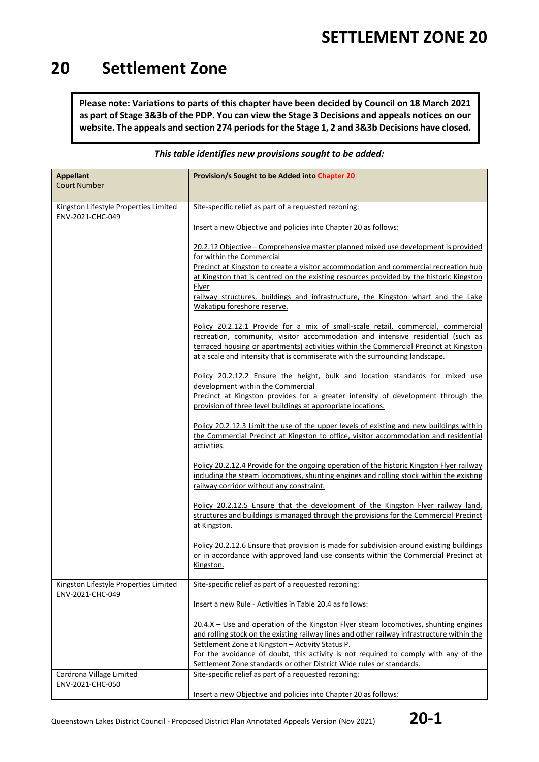# 20 Settlement Zone

**Please note: Variations to parts of this chapter have been decided by Council on 18 March 2021 as part of Stage 3&3b of the PDP. You can view the Stage 3 Decisions and appeals notices on our website. The appeals and section 274 periods for the Stage 1, 2 and 3&3b Decisions have closed.**

*This table identifies new provisions sought to be added:*

| **Appellant**<br>Court Number | **Provision/s Sought to be Added into Chapter 20** |
|---|---|
| Kingston Lifestyle Properties Limited<br>ENV-2021-CHC-049 | Site-specific relief as part of a requested rezoning:<br><br>Insert a new Objective and policies into Chapter 20 as follows:<br><br>20.2.12 Objective – Comprehensive master planned mixed use development is provided for within the Commercial Precinct at Kingston to create a visitor accommodation and commercial recreation hub at Kingston that is centred on the existing resources provided by the historic Kingston Flyer railway structures, buildings and infrastructure, the Kingston wharf and the Lake Wakatipu foreshore reserve.<br><br>Policy 20.2.12.1 Provide for a mix of small-scale retail, commercial, commercial recreation, community, visitor accommodation and intensive residential (such as terraced housing or apartments) activities within the Commercial Precinct at Kingston at a scale and intensity that is commiserate with the surrounding landscape.<br><br>Policy 20.2.12.2 Ensure the height, bulk and location standards for mixed use development within the Commercial Precinct at Kingston provides for a greater intensity of development through the provision of three level buildings at appropriate locations.<br><br>Policy 20.2.12.3 Limit the use of the upper levels of existing and new buildings within the Commercial Precinct at Kingston to office, visitor accommodation and residential activities.<br><br>Policy 20.2.12.4 Provide for the ongoing operation of the historic Kingston Flyer railway including the steam locomotives, shunting engines and rolling stock within the existing railway corridor without any constraint.<br><br>Policy 20.2.12.5 Ensure that the development of the Kingston Flyer railway land, structures and buildings is managed through the provisions for the Commercial Precinct at Kingston.<br><br>Policy 20.2.12.6 Ensure that provision is made for subdivision around existing buildings or in accordance with approved land use consents within the Commercial Precinct at Kingston. |
| Kingston Lifestyle Properties Limited<br>ENV-2021-CHC-049 | Site-specific relief as part of a requested rezoning:<br><br>Insert a new Rule - Activities in Table 20.4 as follows:<br><br>20.4.X – Use and operation of the Kingston Flyer steam locomotives, shunting engines and rolling stock on the existing railway lines and other railway infrastructure within the Settlement Zone at Kingston – Activity Status P.<br>For the avoidance of doubt, this activity is not required to comply with any of the Settlement Zone standards or other District Wide rules or standards. |
| Cardrona Village Limited<br>ENV-2021-CHC-050 | Site-specific relief as part of a requested rezoning:<br><br>Insert a new Objective and policies into Chapter 20 as follows: |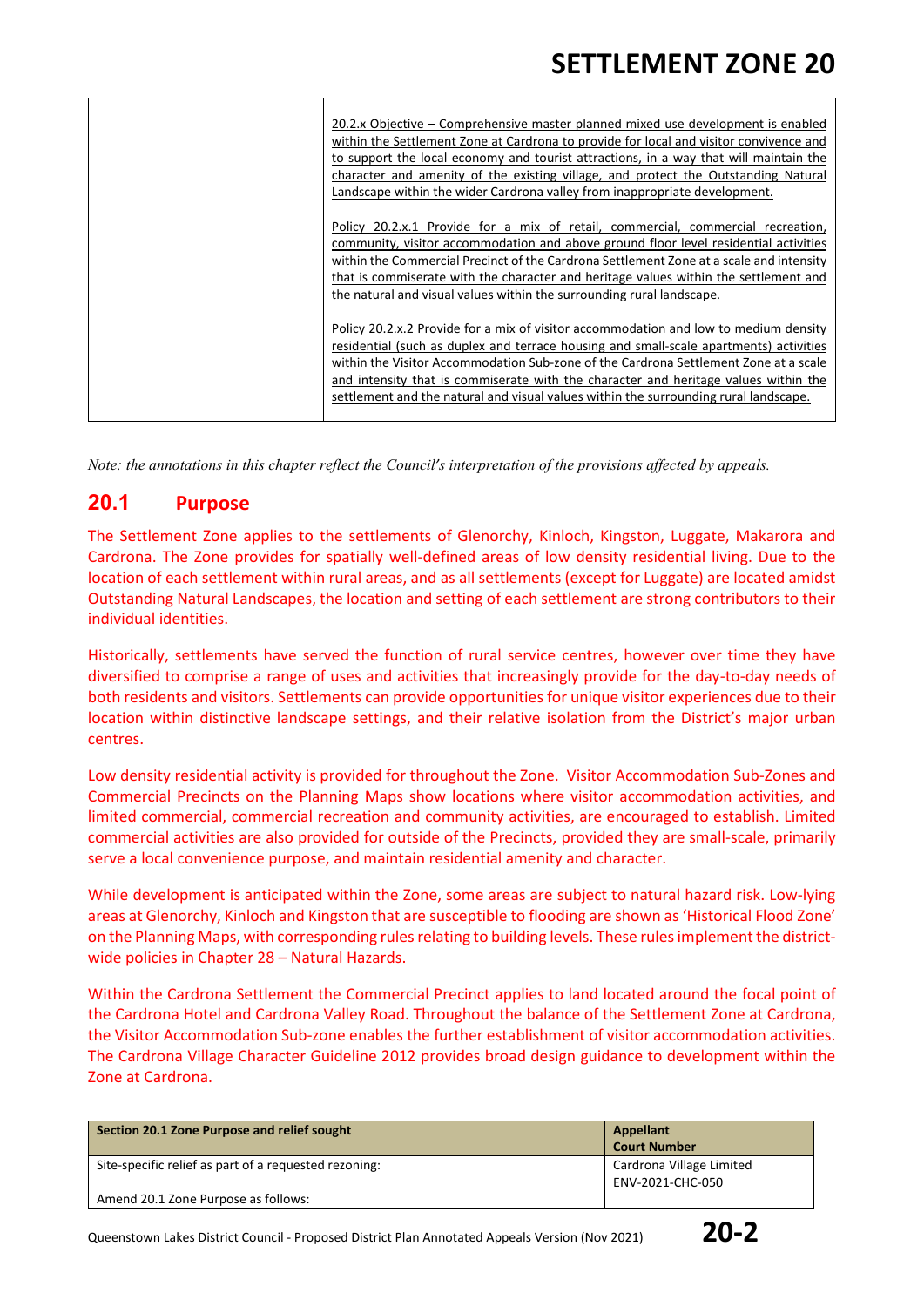| | 20.2.x Objective – Comprehensive master planned mixed use development is enabled within the Settlement Zone at Cardrona to provide for local and visitor convivence and to support the local economy and tourist attractions, in a way that will maintain the character and amenity of the existing village, and protect the Outstanding Natural Landscape within the wider Cardrona valley from inappropriate development.<br><br>Policy 20.2.x.1 Provide for a mix of retail, commercial, commercial recreation, community, visitor accommodation and above ground floor level residential activities within the Commercial Precinct of the Cardrona Settlement Zone at a scale and intensity that is commiserate with the character and heritage values within the settlement and the natural and visual values within the surrounding rural landscape.<br><br>Policy 20.2.x.2 Provide for a mix of visitor accommodation and low to medium density residential (such as duplex and terrace housing and small-scale apartments) activities within the Visitor Accommodation Sub-zone of the Cardrona Settlement Zone at a scale and intensity that is commiserate with the character and heritage values within the settlement and the natural and visual values within the surrounding rural landscape. |
|---|---|

*Note: the annotations in this chapter reflect the Council's interpretation of the provisions affected by appeals.*

## 20.1 Purpose

The Settlement Zone applies to the settlements of Glenorchy, Kinloch, Kingston, Luggate, Makarora and Cardrona. The Zone provides for spatially well-defined areas of low density residential living. Due to the location of each settlement within rural areas, and as all settlements (except for Luggate) are located amidst Outstanding Natural Landscapes, the location and setting of each settlement are strong contributors to their individual identities.

Historically, settlements have served the function of rural service centres, however over time they have diversified to comprise a range of uses and activities that increasingly provide for the day-to-day needs of both residents and visitors. Settlements can provide opportunities for unique visitor experiences due to their location within distinctive landscape settings, and their relative isolation from the District's major urban centres.

Low density residential activity is provided for throughout the Zone. Visitor Accommodation Sub-Zones and Commercial Precincts on the Planning Maps show locations where visitor accommodation activities, and limited commercial, commercial recreation and community activities, are encouraged to establish. Limited commercial activities are also provided for outside of the Precincts, provided they are small-scale, primarily serve a local convenience purpose, and maintain residential amenity and character.

While development is anticipated within the Zone, some areas are subject to natural hazard risk. Low-lying areas at Glenorchy, Kinloch and Kingston that are susceptible to flooding are shown as 'Historical Flood Zone' on the Planning Maps, with corresponding rules relating to building levels. These rules implement the district-wide policies in Chapter 28 – Natural Hazards.

Within the Cardrona Settlement the Commercial Precinct applies to land located around the focal point of the Cardrona Hotel and Cardrona Valley Road. Throughout the balance of the Settlement Zone at Cardrona, the Visitor Accommodation Sub-zone enables the further establishment of visitor accommodation activities. The Cardrona Village Character Guideline 2012 provides broad design guidance to development within the Zone at Cardrona.

| Section 20.1 Zone Purpose and relief sought | Appellant<br>Court Number |
|---|---|
| Site-specific relief as part of a requested rezoning:<br><br>Amend 20.1 Zone Purpose as follows: | Cardrona Village Limited<br>ENV-2021-CHC-050 |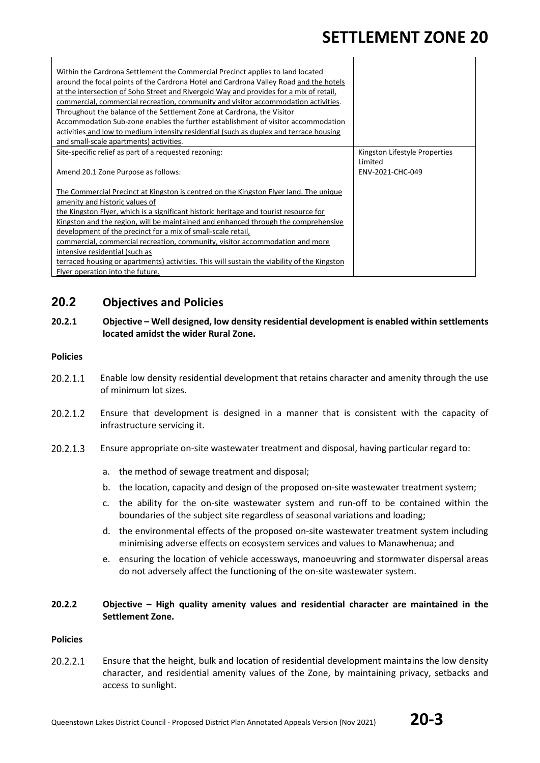| | |
|---|---|
| Within the Cardrona Settlement the Commercial Precinct applies to land located around the focal points of the Cardrona Hotel and Cardrona Valley Road <u>and the hotels at the intersection of Soho Street and Rivergold Way and provides for a mix of retail, commercial, commercial recreation, community and visitor accommodation activities</u>. Throughout the balance of the Settlement Zone at Cardrona, the Visitor Accommodation Sub-zone enables the further establishment of visitor accommodation activities <u>and low to medium intensity residential (such as duplex and terrace housing and small-scale apartments) activities</u>. | |
| Site-specific relief as part of a requested rezoning:<br><br>Amend 20.1 Zone Purpose as follows:<br><br><u>The Commercial Precinct at Kingston is centred on the Kingston Flyer land. The unique amenity and historic values of the Kingston Flyer, which is a significant historic heritage and tourist resource for Kingston and the region, will be maintained and enhanced through the comprehensive development of the precinct for a mix of small-scale retail, commercial, commercial recreation, community, visitor accommodation and more intensive residential (such as terraced housing or apartments) activities. This will sustain the viability of the Kingston Flyer operation into the future.</u> | Kingston Lifestyle Properties Limited<br>ENV-2021-CHC-049 |

## 20.2 Objectives and Policies

**20.2.1 Objective – Well designed, low density residential development is enabled within settlements located amidst the wider Rural Zone.**

**Policies**

20.2.1.1 Enable low density residential development that retains character and amenity through the use of minimum lot sizes.

20.2.1.2 Ensure that development is designed in a manner that is consistent with the capacity of infrastructure servicing it.

20.2.1.3 Ensure appropriate on-site wastewater treatment and disposal, having particular regard to:

a. the method of sewage treatment and disposal;
b. the location, capacity and design of the proposed on-site wastewater treatment system;
c. the ability for the on-site wastewater system and run-off to be contained within the boundaries of the subject site regardless of seasonal variations and loading;
d. the environmental effects of the proposed on-site wastewater treatment system including minimising adverse effects on ecosystem services and values to Manawhenua; and
e. ensuring the location of vehicle accessways, manoeuvring and stormwater dispersal areas do not adversely affect the functioning of the on-site wastewater system.

**20.2.2 Objective – High quality amenity values and residential character are maintained in the Settlement Zone.**

**Policies**

20.2.2.1 Ensure that the height, bulk and location of residential development maintains the low density character, and residential amenity values of the Zone, by maintaining privacy, setbacks and access to sunlight.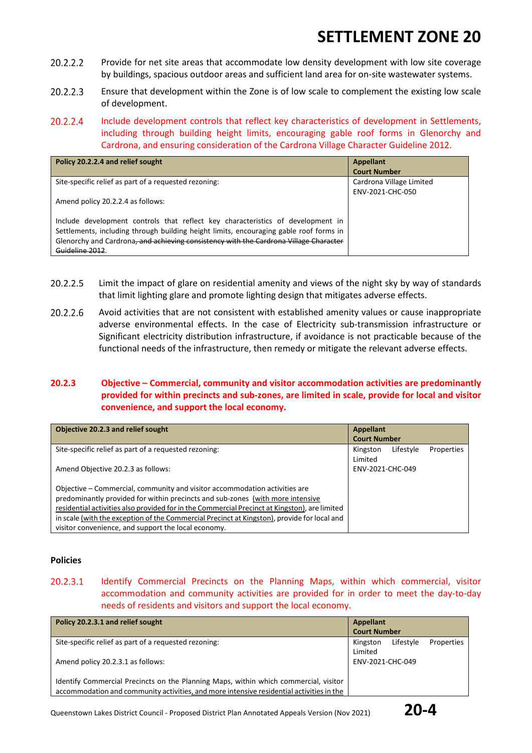# SETTLEMENT ZONE 20

20.2.2.2 Provide for net site areas that accommodate low density development with low site coverage by buildings, spacious outdoor areas and sufficient land area for on-site wastewater systems.

20.2.2.3 Ensure that development within the Zone is of low scale to complement the existing low scale of development.

20.2.2.4 Include development controls that reflect key characteristics of development in Settlements, including through building height limits, encouraging gable roof forms in Glenorchy and Cardrona, and ensuring consideration of the Cardrona Village Character Guideline 2012.

| Policy 20.2.2.4 and relief sought | Appellant<br>Court Number |
|---|---|
| Site-specific relief as part of a requested rezoning:<br><br>Amend policy 20.2.2.4 as follows:<br><br>Include development controls that reflect key characteristics of development in Settlements, including through building height limits, encouraging gable roof forms in Glenorchy and Cardrona~~, and achieving consistency with the Cardrona Village Character Guideline 2012~~. | Cardrona Village Limited<br>ENV-2021-CHC-050 |

20.2.2.5 Limit the impact of glare on residential amenity and views of the night sky by way of standards that limit lighting glare and promote lighting design that mitigates adverse effects.

20.2.2.6 Avoid activities that are not consistent with established amenity values or cause inappropriate adverse environmental effects. In the case of Electricity sub-transmission infrastructure or Significant electricity distribution infrastructure, if avoidance is not practicable because of the functional needs of the infrastructure, then remedy or mitigate the relevant adverse effects.

## 20.2.3 Objective – Commercial, community and visitor accommodation activities are predominantly provided for within precincts and sub-zones, are limited in scale, provide for local and visitor convenience, and support the local economy.

| Objective 20.2.3 and relief sought | Appellant<br>Court Number |
|---|---|
| Site-specific relief as part of a requested rezoning:<br><br>Amend Objective 20.2.3 as follows:<br><br>Objective – Commercial, community and visitor accommodation activities are predominantly provided for within precincts and sub-zones <u>(with more intensive residential activities also provided for in the Commercial Precinct at Kingston)</u>, are limited in scale <u>(with the exception of the Commercial Precinct at Kingston)</u>, provide for local and visitor convenience, and support the local economy. | Kingston Lifestyle Properties Limited<br>ENV-2021-CHC-049 |

### Policies

20.2.3.1 Identify Commercial Precincts on the Planning Maps, within which commercial, visitor accommodation and community activities are provided for in order to meet the day-to-day needs of residents and visitors and support the local economy.

| Policy 20.2.3.1 and relief sought | Appellant<br>Court Number |
|---|---|
| Site-specific relief as part of a requested rezoning:<br><br>Amend policy 20.2.3.1 as follows:<br><br>Identify Commercial Precincts on the Planning Maps, within which commercial, visitor accommodation and community activities<u>, and more intensive residential activities in the</u> | Kingston Lifestyle Properties Limited<br>ENV-2021-CHC-049 |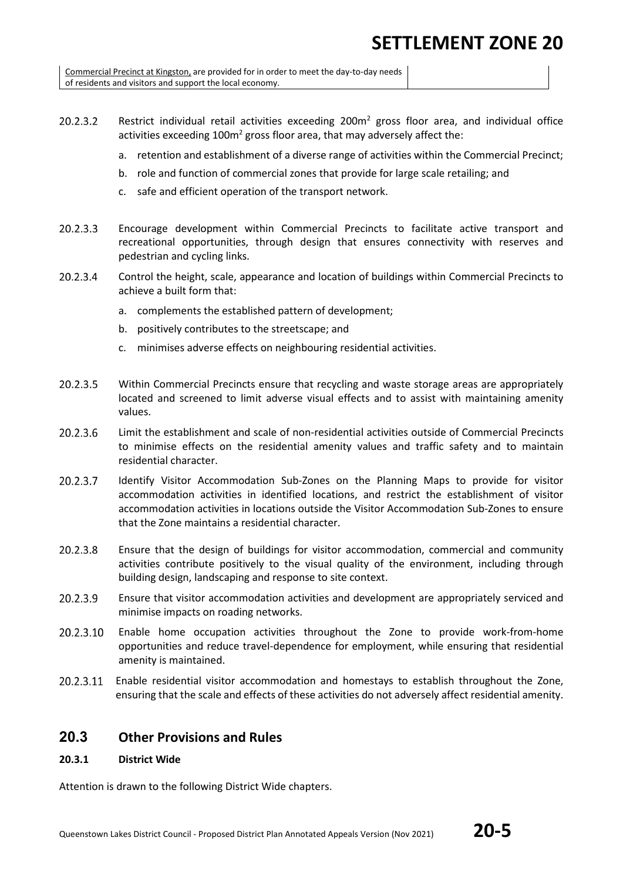| Commercial Precinct at Kingston, are provided for in order to meet the day-to-day needs of residents and visitors and support the local economy. | |
|---|---|

20.2.3.2 Restrict individual retail activities exceeding 200m$^2$ gross floor area, and individual office activities exceeding 100m$^2$ gross floor area, that may adversely affect the:

a. retention and establishment of a diverse range of activities within the Commercial Precinct;

b. role and function of commercial zones that provide for large scale retailing; and

c. safe and efficient operation of the transport network.

20.2.3.3 Encourage development within Commercial Precincts to facilitate active transport and recreational opportunities, through design that ensures connectivity with reserves and pedestrian and cycling links.

20.2.3.4 Control the height, scale, appearance and location of buildings within Commercial Precincts to achieve a built form that:

a. complements the established pattern of development;

b. positively contributes to the streetscape; and

c. minimises adverse effects on neighbouring residential activities.

20.2.3.5 Within Commercial Precincts ensure that recycling and waste storage areas are appropriately located and screened to limit adverse visual effects and to assist with maintaining amenity values.

20.2.3.6 Limit the establishment and scale of non-residential activities outside of Commercial Precincts to minimise effects on the residential amenity values and traffic safety and to maintain residential character.

20.2.3.7 Identify Visitor Accommodation Sub-Zones on the Planning Maps to provide for visitor accommodation activities in identified locations, and restrict the establishment of visitor accommodation activities in locations outside the Visitor Accommodation Sub-Zones to ensure that the Zone maintains a residential character.

20.2.3.8 Ensure that the design of buildings for visitor accommodation, commercial and community activities contribute positively to the visual quality of the environment, including through building design, landscaping and response to site context.

20.2.3.9 Ensure that visitor accommodation activities and development are appropriately serviced and minimise impacts on roading networks.

20.2.3.10 Enable home occupation activities throughout the Zone to provide work-from-home opportunities and reduce travel-dependence for employment, while ensuring that residential amenity is maintained.

20.2.3.11 Enable residential visitor accommodation and homestays to establish throughout the Zone, ensuring that the scale and effects of these activities do not adversely affect residential amenity.

## 20.3 Other Provisions and Rules

### 20.3.1 District Wide

Attention is drawn to the following District Wide chapters.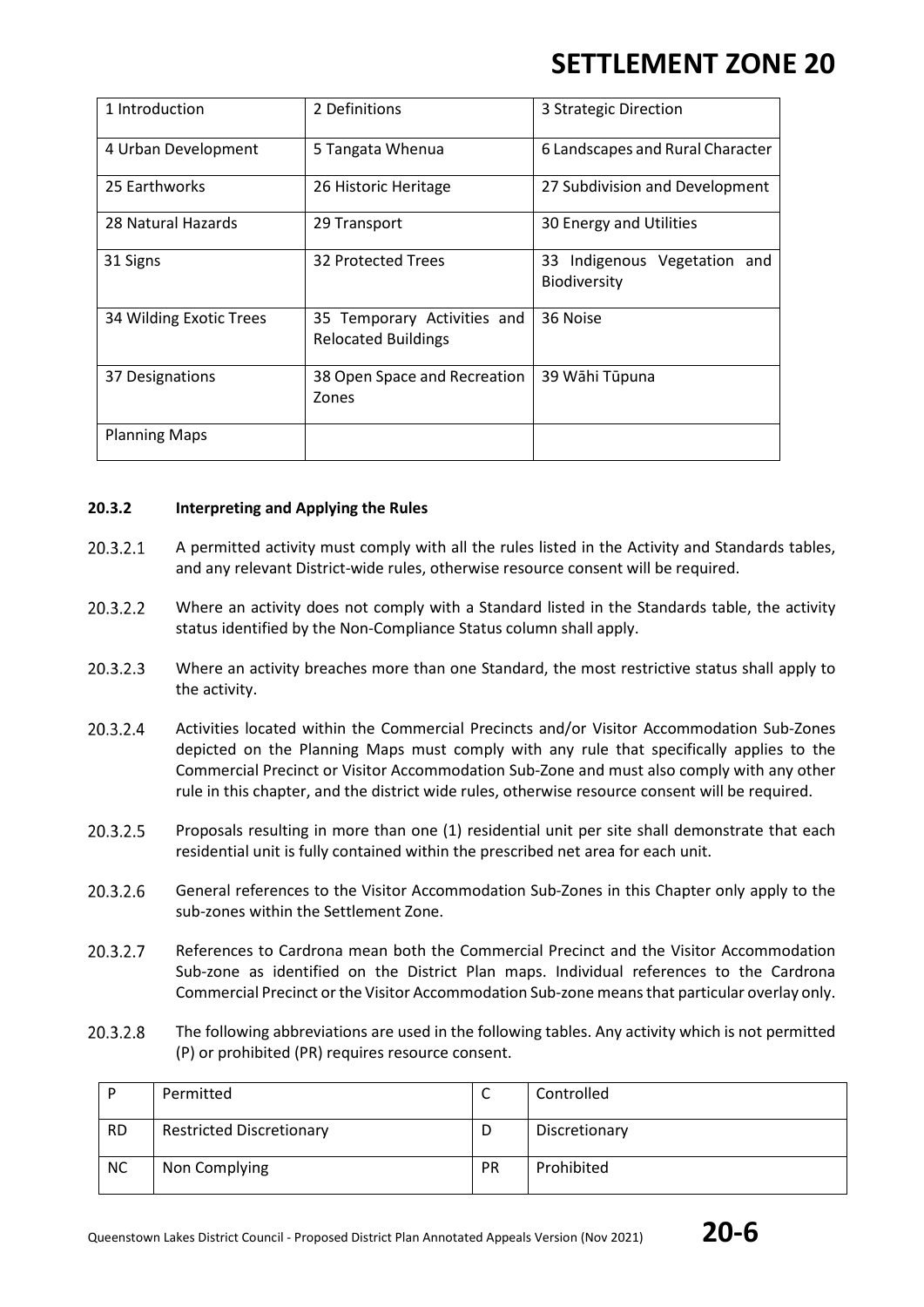| 1 Introduction | 2 Definitions | 3 Strategic Direction |
|---|---|---|
| 4 Urban Development | 5 Tangata Whenua | 6 Landscapes and Rural Character |
| 25 Earthworks | 26 Historic Heritage | 27 Subdivision and Development |
| 28 Natural Hazards | 29 Transport | 30 Energy and Utilities |
| 31 Signs | 32 Protected Trees | 33 Indigenous Vegetation and Biodiversity |
| 34 Wilding Exotic Trees | 35 Temporary Activities and Relocated Buildings | 36 Noise |
| 37 Designations | 38 Open Space and Recreation Zones | 39 Wāhi Tūpuna |
| Planning Maps | | |

#### 20.3.2 Interpreting and Applying the Rules

20.3.2.1 A permitted activity must comply with all the rules listed in the Activity and Standards tables, and any relevant District-wide rules, otherwise resource consent will be required.

20.3.2.2 Where an activity does not comply with a Standard listed in the Standards table, the activity status identified by the Non-Compliance Status column shall apply.

20.3.2.3 Where an activity breaches more than one Standard, the most restrictive status shall apply to the activity.

20.3.2.4 Activities located within the Commercial Precincts and/or Visitor Accommodation Sub-Zones depicted on the Planning Maps must comply with any rule that specifically applies to the Commercial Precinct or Visitor Accommodation Sub-Zone and must also comply with any other rule in this chapter, and the district wide rules, otherwise resource consent will be required.

20.3.2.5 Proposals resulting in more than one (1) residential unit per site shall demonstrate that each residential unit is fully contained within the prescribed net area for each unit.

20.3.2.6 General references to the Visitor Accommodation Sub-Zones in this Chapter only apply to the sub-zones within the Settlement Zone.

20.3.2.7 References to Cardrona mean both the Commercial Precinct and the Visitor Accommodation Sub-zone as identified on the District Plan maps. Individual references to the Cardrona Commercial Precinct or the Visitor Accommodation Sub-zone means that particular overlay only.

20.3.2.8 The following abbreviations are used in the following tables. Any activity which is not permitted (P) or prohibited (PR) requires resource consent.

| P | Permitted | C | Controlled |
|---|---|---|---|
| RD | Restricted Discretionary | D | Discretionary |
| NC | Non Complying | PR | Prohibited |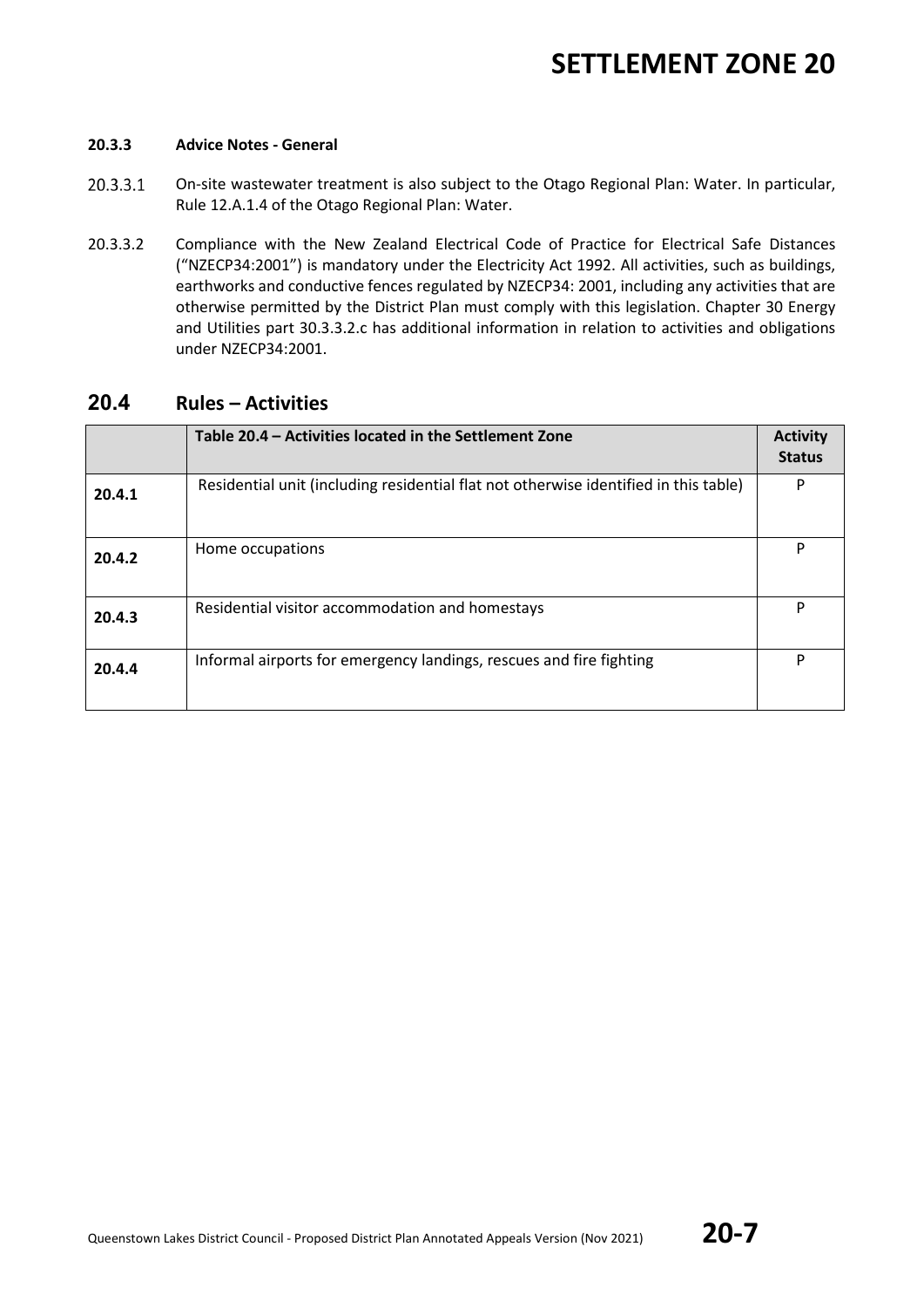#### 20.3.3 Advice Notes - General

20.3.3.1 On-site wastewater treatment is also subject to the Otago Regional Plan: Water. In particular, Rule 12.A.1.4 of the Otago Regional Plan: Water.

20.3.3.2 Compliance with the New Zealand Electrical Code of Practice for Electrical Safe Distances ("NZECP34:2001") is mandatory under the Electricity Act 1992. All activities, such as buildings, earthworks and conductive fences regulated by NZECP34: 2001, including any activities that are otherwise permitted by the District Plan must comply with this legislation. Chapter 30 Energy and Utilities part 30.3.3.2.c has additional information in relation to activities and obligations under NZECP34:2001.

## 20.4 Rules – Activities

| | Table 20.4 – Activities located in the Settlement Zone | Activity Status |
|---|---|---|
| **20.4.1** | Residential unit (including residential flat not otherwise identified in this table) | P |
| **20.4.2** | Home occupations | P |
| **20.4.3** | Residential visitor accommodation and homestays | P |
| **20.4.4** | Informal airports for emergency landings, rescues and fire fighting | P |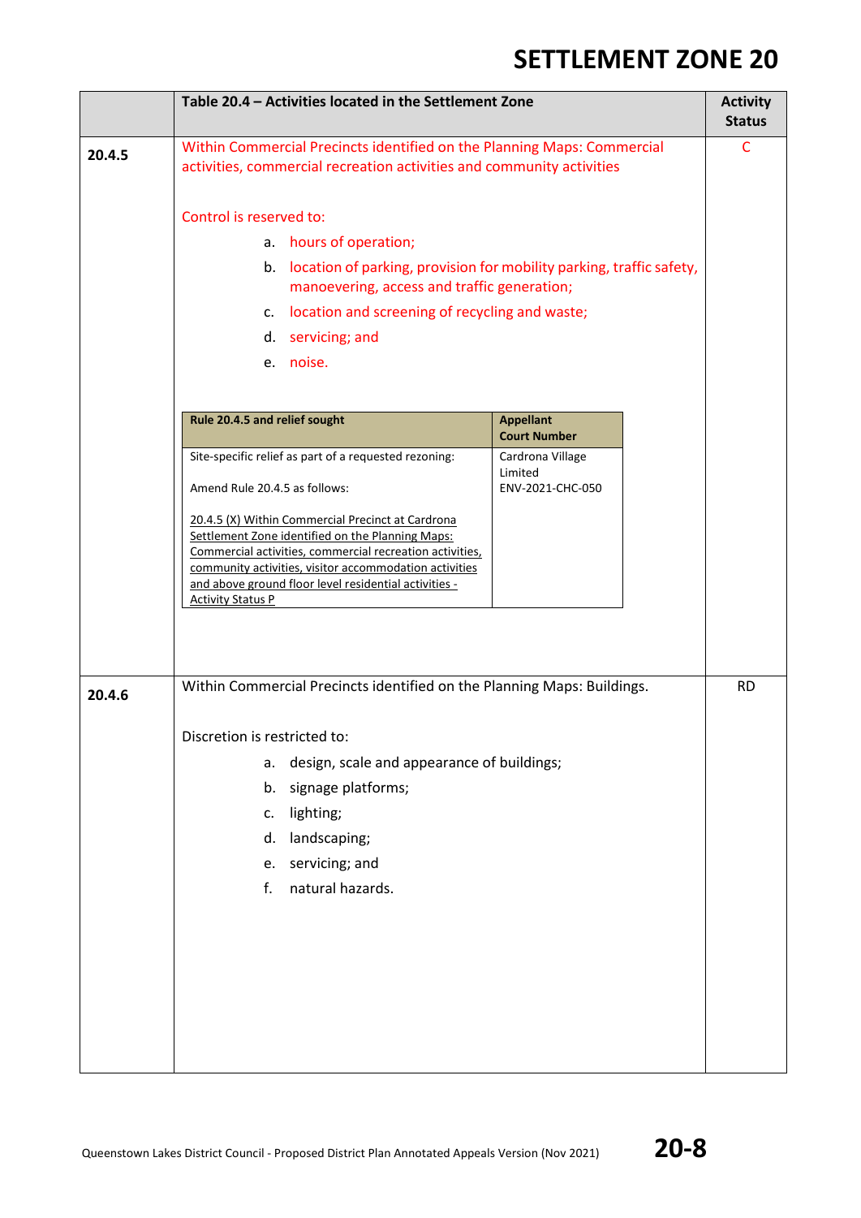# SETTLEMENT ZONE 20

| | Table 20.4 – Activities located in the Settlement Zone | Activity Status |
|---|---|---|
| **20.4.5** | Within Commercial Precincts identified on the Planning Maps: Commercial activities, commercial recreation activities and community activities<br><br>Control is reserved to:<br>a. hours of operation;<br>b. location of parking, provision for mobility parking, traffic safety, manoevering, access and traffic generation;<br>c. location and screening of recycling and waste;<br>d. servicing; and<br>e. noise.<br><br>**Rule 20.4.5 and relief sought** / **Appellant Court Number**:<br>Site-specific relief as part of a requested rezoning:<br>Amend Rule 20.4.5 as follows:<br><u>20.4.5 (X) Within Commercial Precinct at Cardrona Settlement Zone identified on the Planning Maps: Commercial activities, commercial recreation activities, community activities, visitor accommodation activities and above ground floor level residential activities - Activity Status P</u><br>— Cardrona Village Limited, ENV-2021-CHC-050 | C |
| **20.4.6** | Within Commercial Precincts identified on the Planning Maps: Buildings.<br><br>Discretion is restricted to:<br>a. design, scale and appearance of buildings;<br>b. signage platforms;<br>c. lighting;<br>d. landscaping;<br>e. servicing; and<br>f. natural hazards. | RD |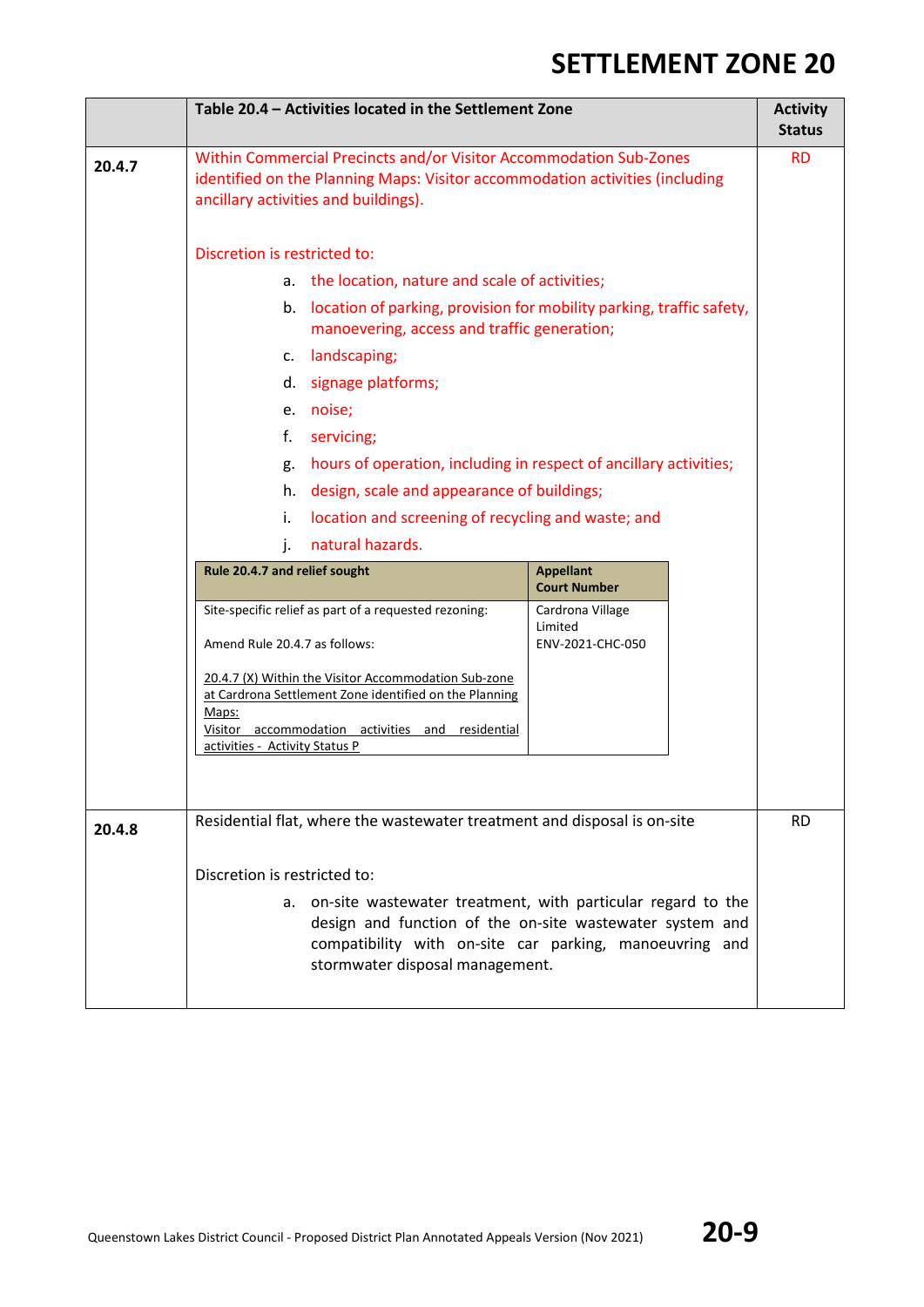| | Table 20.4 – Activities located in the Settlement Zone | Activity Status |
|---|---|---|
| **20.4.7** | Within Commercial Precincts and/or Visitor Accommodation Sub-Zones identified on the Planning Maps: Visitor accommodation activities (including ancillary activities and buildings).<br><br>Discretion is restricted to:<br>a. the location, nature and scale of activities;<br>b. location of parking, provision for mobility parking, traffic safety, manoevering, access and traffic generation;<br>c. landscaping;<br>d. signage platforms;<br>e. noise;<br>f. servicing;<br>g. hours of operation, including in respect of ancillary activities;<br>h. design, scale and appearance of buildings;<br>i. location and screening of recycling and waste; and<br>j. natural hazards.<br><br>**Rule 20.4.7 and relief sought** — Site-specific relief as part of a requested rezoning: Amend Rule 20.4.7 as follows: 20.4.7 (X) Within the Visitor Accommodation Sub-zone at Cardrona Settlement Zone identified on the Planning Maps: Visitor accommodation activities and residential activities - Activity Status P<br>**Appellant Court Number** — Cardrona Village Limited ENV-2021-CHC-050 | RD |
| **20.4.8** | Residential flat, where the wastewater treatment and disposal is on-site<br><br>Discretion is restricted to:<br>a. on-site wastewater treatment, with particular regard to the design and function of the on-site wastewater system and compatibility with on-site car parking, manoeuvring and stormwater disposal management. | RD |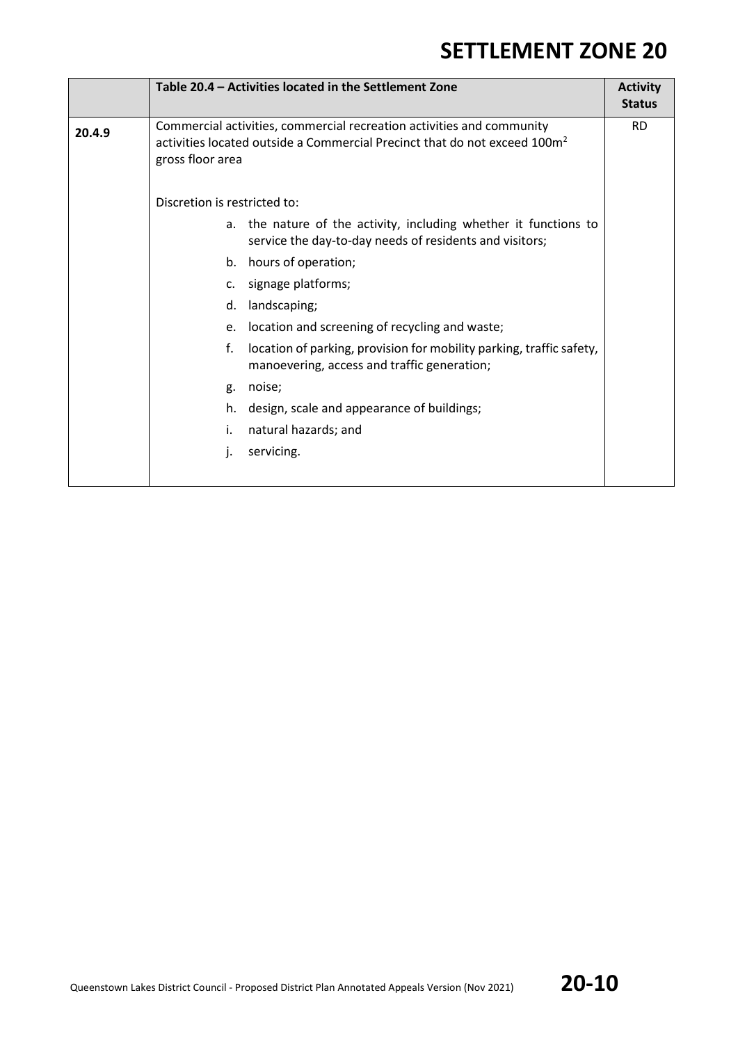| | Table 20.4 – Activities located in the Settlement Zone | Activity Status |
|---|---|---|
| 20.4.9 | Commercial activities, commercial recreation activities and community activities located outside a Commercial Precinct that do not exceed $100m^2$ gross floor area<br><br>Discretion is restricted to:<br>a. the nature of the activity, including whether it functions to service the day-to-day needs of residents and visitors;<br>b. hours of operation;<br>c. signage platforms;<br>d. landscaping;<br>e. location and screening of recycling and waste;<br>f. location of parking, provision for mobility parking, traffic safety, manoevering, access and traffic generation;<br>g. noise;<br>h. design, scale and appearance of buildings;<br>i. natural hazards; and<br>j. servicing. | RD |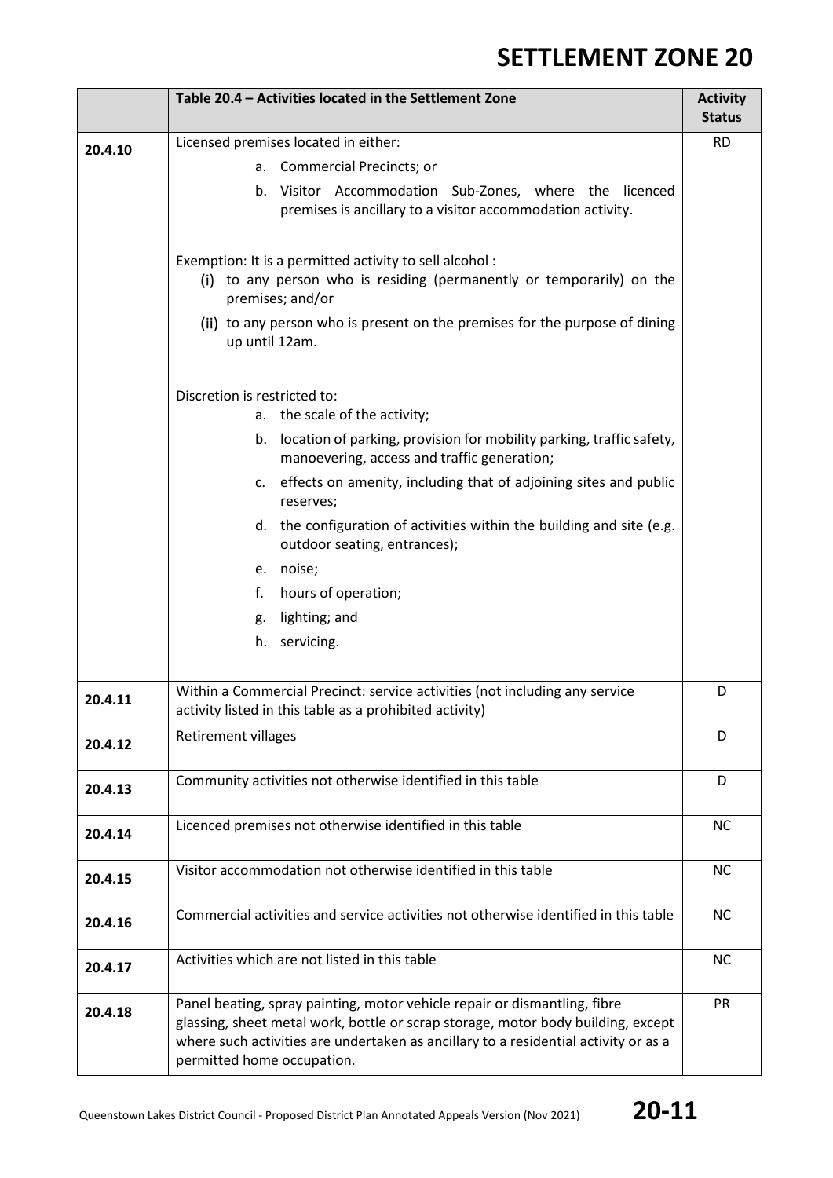| | Table 20.4 – Activities located in the Settlement Zone | Activity Status |
|---|---|---|
| 20.4.10 | Licensed premises located in either:<br>a. Commercial Precincts; or<br>b. Visitor Accommodation Sub-Zones, where the licenced premises is ancillary to a visitor accommodation activity.<br><br>Exemption: It is a permitted activity to sell alcohol :<br>(i) to any person who is residing (permanently or temporarily) on the premises; and/or<br>(ii) to any person who is present on the premises for the purpose of dining up until 12am.<br><br>Discretion is restricted to:<br>a. the scale of the activity;<br>b. location of parking, provision for mobility parking, traffic safety, manoevering, access and traffic generation;<br>c. effects on amenity, including that of adjoining sites and public reserves;<br>d. the configuration of activities within the building and site (e.g. outdoor seating, entrances);<br>e. noise;<br>f. hours of operation;<br>g. lighting; and<br>h. servicing. | RD |
| 20.4.11 | Within a Commercial Precinct: service activities (not including any service activity listed in this table as a prohibited activity) | D |
| 20.4.12 | Retirement villages | D |
| 20.4.13 | Community activities not otherwise identified in this table | D |
| 20.4.14 | Licenced premises not otherwise identified in this table | NC |
| 20.4.15 | Visitor accommodation not otherwise identified in this table | NC |
| 20.4.16 | Commercial activities and service activities not otherwise identified in this table | NC |
| 20.4.17 | Activities which are not listed in this table | NC |
| 20.4.18 | Panel beating, spray painting, motor vehicle repair or dismantling, fibre glassing, sheet metal work, bottle or scrap storage, motor body building, except where such activities are undertaken as ancillary to a residential activity or as a permitted home occupation. | PR |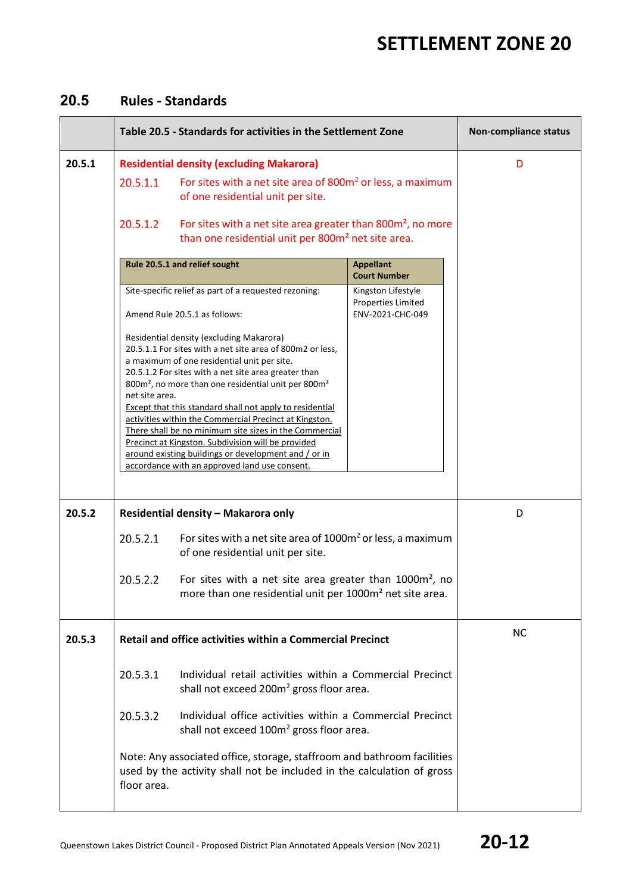## 20.5 Rules - Standards

| | Table 20.5 - Standards for activities in the Settlement Zone | Non-compliance status |
|---|---|---|
| 20.5.1 | **Residential density (excluding Makarora)**<br><br>20.5.1.1 For sites with a net site area of 800m$^2$ or less, a maximum of one residential unit per site.<br><br>20.5.1.2 For sites with a net site area greater than 800m², no more than one residential unit per 800m² net site area.<br><br>**Rule 20.5.1 and relief sought** / **Appellant Court Number**:<br><br>Site-specific relief as part of a requested rezoning:<br><br>Amend Rule 20.5.1 as follows:<br><br>Residential density (excluding Makarora)<br>20.5.1.1 For sites with a net site area of 800m2 or less, a maximum of one residential unit per site.<br>20.5.1.2 For sites with a net site area greater than 800m², no more than one residential unit per 800m² net site area.<br><u>Except that this standard shall not apply to residential activities within the Commercial Precinct at Kingston. There shall be no minimum site sizes in the Commercial Precinct at Kingston. Subdivision will be provided around existing buildings or development and / or in accordance with an approved land use consent.</u><br><br>Kingston Lifestyle Properties Limited ENV-2021-CHC-049 | D |
| 20.5.2 | **Residential density – Makarora only**<br><br>20.5.2.1 For sites with a net site area of 1000m$^2$ or less, a maximum of one residential unit per site.<br><br>20.5.2.2 For sites with a net site area greater than 1000m², no more than one residential unit per 1000m² net site area. | D |
| 20.5.3 | **Retail and office activities within a Commercial Precinct**<br><br>20.5.3.1 Individual retail activities within a Commercial Precinct shall not exceed 200m$^2$ gross floor area.<br><br>20.5.3.2 Individual office activities within a Commercial Precinct shall not exceed 100m$^2$ gross floor area.<br><br>Note: Any associated office, storage, staffroom and bathroom facilities used by the activity shall not be included in the calculation of gross floor area. | NC |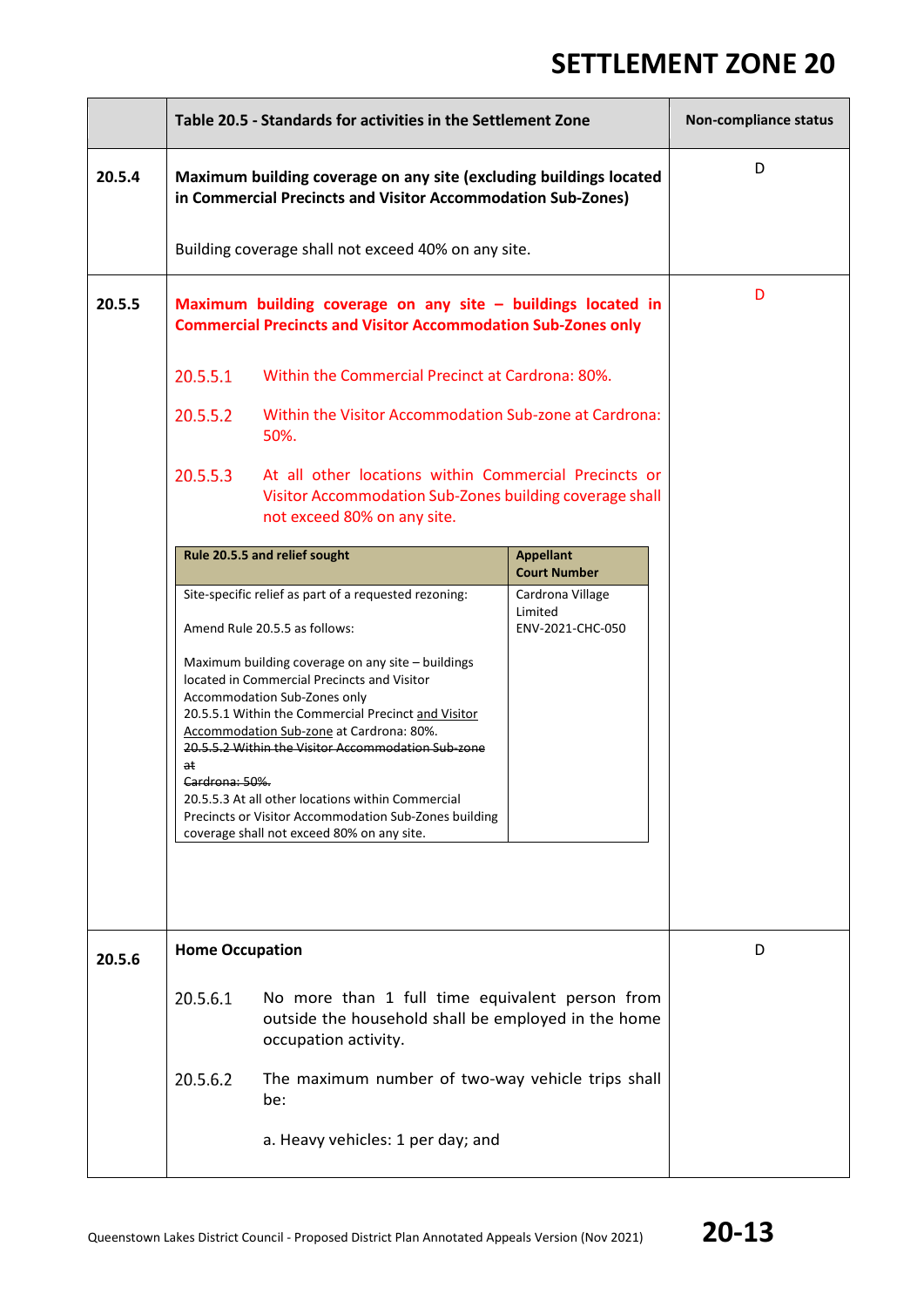# SETTLEMENT ZONE 20

| | Table 20.5 - Standards for activities in the Settlement Zone | Non-compliance status |
|---|---|---|
| 20.5.4 | **Maximum building coverage on any site (excluding buildings located in Commercial Precincts and Visitor Accommodation Sub-Zones)**<br><br>Building coverage shall not exceed 40% on any site. | D |
| 20.5.5 | **Maximum building coverage on any site – buildings located in Commercial Precincts and Visitor Accommodation Sub-Zones only**<br><br>20.5.5.1 Within the Commercial Precinct at Cardrona: 80%.<br><br>20.5.5.2 Within the Visitor Accommodation Sub-zone at Cardrona: 50%.<br><br>20.5.5.3 At all other locations within Commercial Precincts or Visitor Accommodation Sub-Zones building coverage shall not exceed 80% on any site.<br><br>**Rule 20.5.5 and relief sought** — Site-specific relief as part of a requested rezoning: Amend Rule 20.5.5 as follows: Maximum building coverage on any site – buildings located in Commercial Precincts and Visitor Accommodation Sub-Zones only 20.5.5.1 Within the Commercial Precinct <ins>and Visitor Accommodation Sub-zone</ins> at Cardrona: 80%. ~~20.5.5.2 Within the Visitor Accommodation Sub-zone at Cardrona: 50%.~~ 20.5.5.3 At all other locations within Commercial Precincts or Visitor Accommodation Sub-Zones building coverage shall not exceed 80% on any site.<br>**Appellant Court Number** — Cardrona Village Limited ENV-2021-CHC-050 | D |
| 20.5.6 | **Home Occupation**<br><br>20.5.6.1 No more than 1 full time equivalent person from outside the household shall be employed in the home occupation activity.<br><br>20.5.6.2 The maximum number of two-way vehicle trips shall be:<br><br>a. Heavy vehicles: 1 per day; and | D |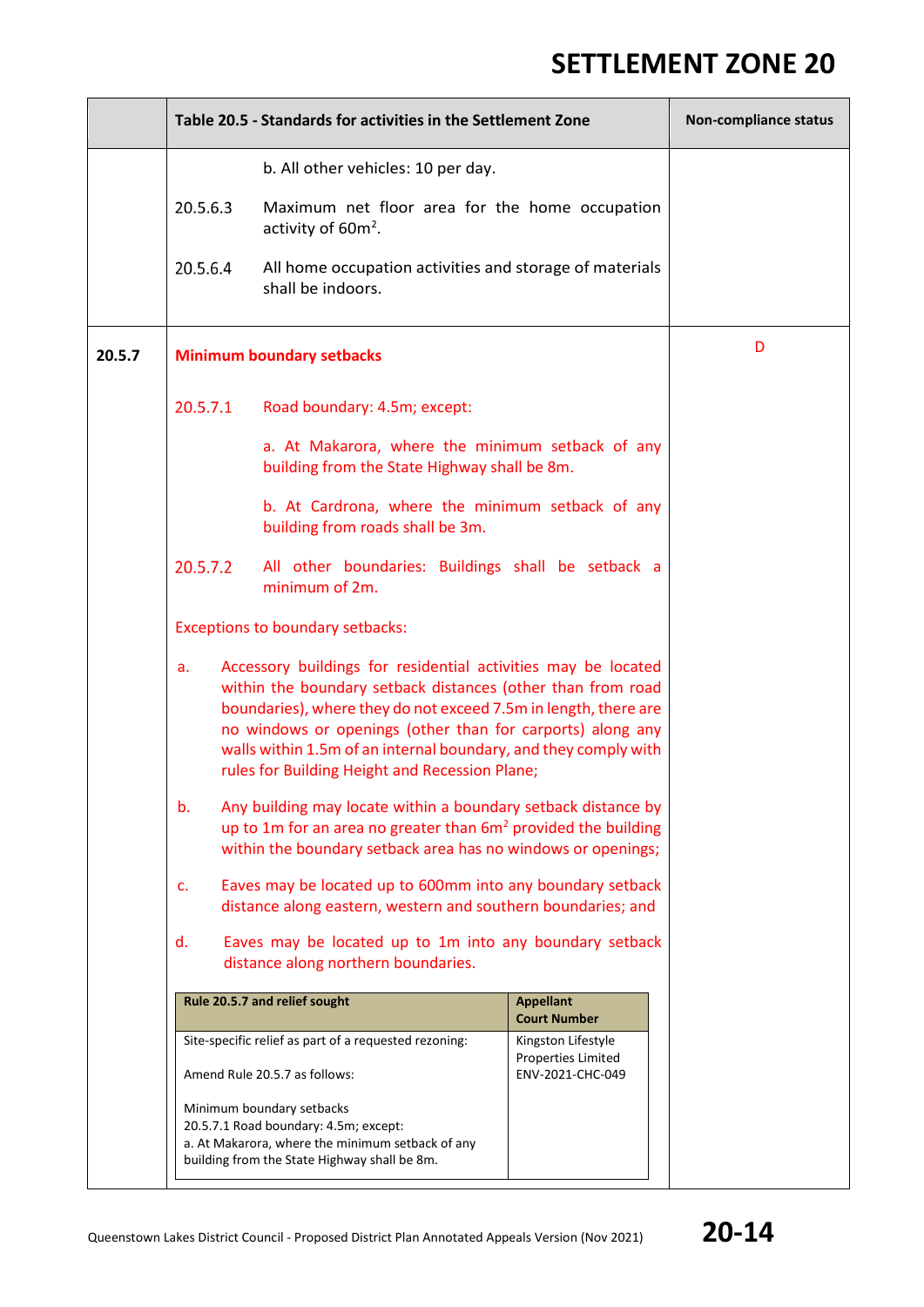# SETTLEMENT ZONE 20

| | Table 20.5 - Standards for activities in the Settlement Zone | Non-compliance status |
|---|---|---|
| | b. All other vehicles: 10 per day.<br><br>20.5.6.3 Maximum net floor area for the home occupation activity of 60m².<br><br>20.5.6.4 All home occupation activities and storage of materials shall be indoors. | |
| **20.5.7** | **Minimum boundary setbacks**<br><br>20.5.7.1 Road boundary: 4.5m; except:<br><br>a. At Makarora, where the minimum setback of any building from the State Highway shall be 8m.<br><br>b. At Cardrona, where the minimum setback of any building from roads shall be 3m.<br><br>20.5.7.2 All other boundaries: Buildings shall be setback a minimum of 2m.<br><br>Exceptions to boundary setbacks:<br><br>a. Accessory buildings for residential activities may be located within the boundary setback distances (other than from road boundaries), where they do not exceed 7.5m in length, there are no windows or openings (other than for carports) along any walls within 1.5m of an internal boundary, and they comply with rules for Building Height and Recession Plane;<br><br>b. Any building may locate within a boundary setback distance by up to 1m for an area no greater than 6m² provided the building within the boundary setback area has no windows or openings;<br><br>c. Eaves may be located up to 600mm into any boundary setback distance along eastern, western and southern boundaries; and<br><br>d. Eaves may be located up to 1m into any boundary setback distance along northern boundaries. | D |

| Rule 20.5.7 and relief sought | Appellant Court Number |
|---|---|
| Site-specific relief as part of a requested rezoning:<br><br>Amend Rule 20.5.7 as follows:<br><br>Minimum boundary setbacks<br>20.5.7.1 Road boundary: 4.5m; except:<br>a. At Makarora, where the minimum setback of any building from the State Highway shall be 8m. | Kingston Lifestyle Properties Limited<br>ENV-2021-CHC-049 |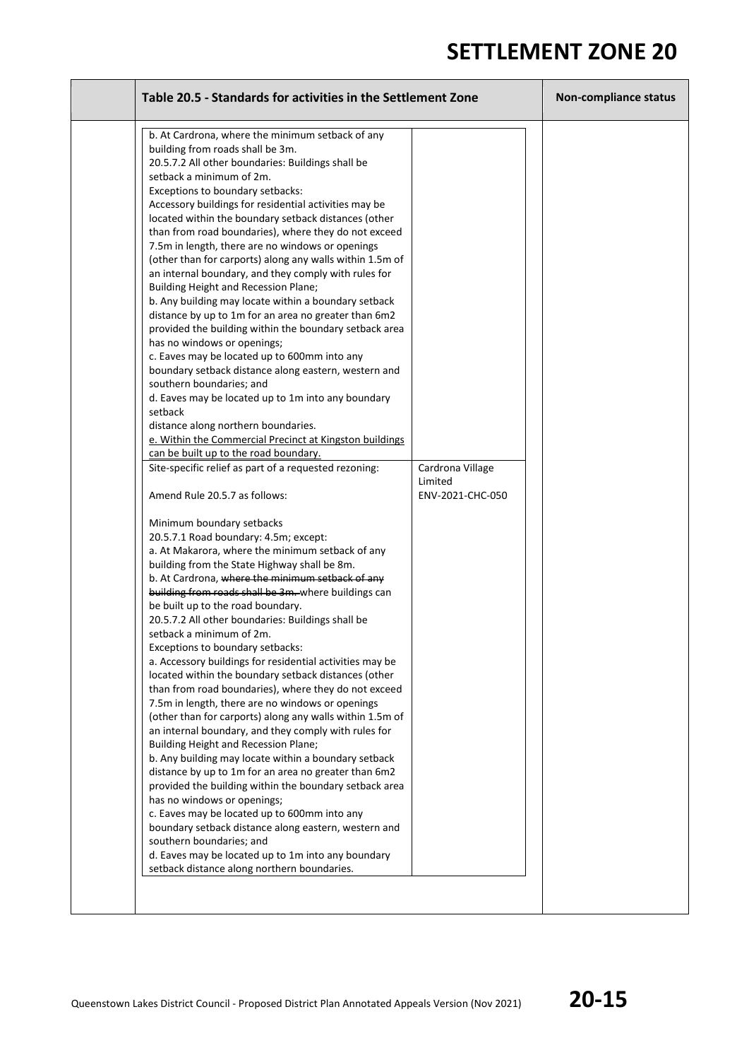# SETTLEMENT ZONE 20

| | Table 20.5 - Standards for activities in the Settlement Zone | | Non-compliance status |
|---|---|---|---|
| | b. At Cardrona, where the minimum setback of any building from roads shall be 3m.<br>20.5.7.2 All other boundaries: Buildings shall be setback a minimum of 2m.<br>Exceptions to boundary setbacks:<br>Accessory buildings for residential activities may be located within the boundary setback distances (other than from road boundaries), where they do not exceed 7.5m in length, there are no windows or openings (other than for carports) along any walls within 1.5m of an internal boundary, and they comply with rules for Building Height and Recession Plane;<br>b. Any building may locate within a boundary setback distance by up to 1m for an area no greater than 6m2 provided the building within the boundary setback area has no windows or openings;<br>c. Eaves may be located up to 600mm into any boundary setback distance along eastern, western and southern boundaries; and<br>d. Eaves may be located up to 1m into any boundary setback<br>distance along northern boundaries.<br><u>e. Within the Commercial Precinct at Kingston buildings can be built up to the road boundary.</u> | | |
| | Site-specific relief as part of a requested rezoning:<br><br>Amend Rule 20.5.7 as follows:<br><br>Minimum boundary setbacks<br>20.5.7.1 Road boundary: 4.5m; except:<br>a. At Makarora, where the minimum setback of any building from the State Highway shall be 8m.<br>b. At Cardrona, ~~where the minimum setback of any building from roads shall be 3m.~~ where buildings can be built up to the road boundary.<br>20.5.7.2 All other boundaries: Buildings shall be setback a minimum of 2m.<br>Exceptions to boundary setbacks:<br>a. Accessory buildings for residential activities may be located within the boundary setback distances (other than from road boundaries), where they do not exceed 7.5m in length, there are no windows or openings (other than for carports) along any walls within 1.5m of an internal boundary, and they comply with rules for Building Height and Recession Plane;<br>b. Any building may locate within a boundary setback distance by up to 1m for an area no greater than 6m2 provided the building within the boundary setback area has no windows or openings;<br>c. Eaves may be located up to 600mm into any boundary setback distance along eastern, western and southern boundaries; and<br>d. Eaves may be located up to 1m into any boundary setback distance along northern boundaries. | Cardrona Village Limited<br>ENV-2021-CHC-050 | |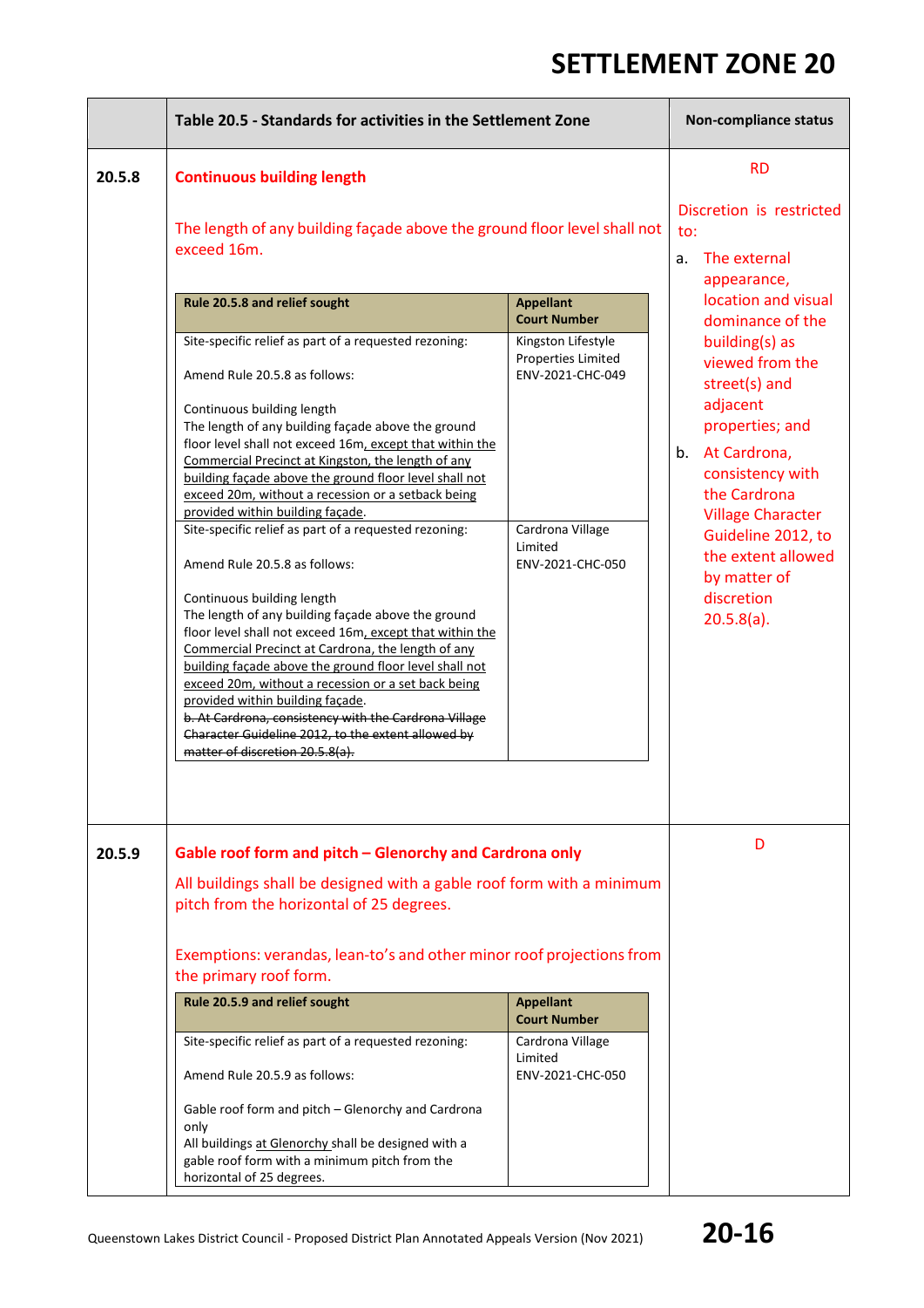# SETTLEMENT ZONE 20

| | Table 20.5 - Standards for activities in the Settlement Zone | Non-compliance status |
|---|---|---|
| 20.5.8 | **Continuous building length**<br><br>The length of any building façade above the ground floor level shall not exceed 16m.<br><br>**Rule 20.5.8 and relief sought** / **Appellant Court Number**<br><br>Site-specific relief as part of a requested rezoning:<br><br>Amend Rule 20.5.8 as follows:<br><br>Continuous building length<br>The length of any building façade above the ground floor level shall not exceed 16m<ins>, except that within the Commercial Precinct at Kingston, the length of any building façade above the ground floor level shall not exceed 20m, without a recession or a setback being provided within building façade</ins>.<br>— Kingston Lifestyle Properties Limited ENV-2021-CHC-049<br><br>Site-specific relief as part of a requested rezoning:<br><br>Amend Rule 20.5.8 as follows:<br><br>Continuous building length<br>The length of any building façade above the ground floor level shall not exceed 16m<ins>, except that within the Commercial Precinct at Cardrona, the length of any building façade above the ground floor level shall not exceed 20m, without a recession or a set back being provided within building façade</ins>.<br>~~b. At Cardrona, consistency with the Cardrona Village Character Guideline 2012, to the extent allowed by matter of discretion 20.5.8(a).~~<br>— Cardrona Village Limited ENV-2021-CHC-050 | RD<br><br>Discretion is restricted to:<br><br>a. The external appearance, location and visual dominance of the building(s) as viewed from the street(s) and adjacent properties; and<br><br>b. At Cardrona, consistency with the Cardrona Village Character Guideline 2012, to the extent allowed by matter of discretion 20.5.8(a). |
| 20.5.9 | **Gable roof form and pitch – Glenorchy and Cardrona only**<br><br>All buildings shall be designed with a gable roof form with a minimum pitch from the horizontal of 25 degrees.<br><br>Exemptions: verandas, lean-to's and other minor roof projections from the primary roof form.<br><br>**Rule 20.5.9 and relief sought** / **Appellant Court Number**<br><br>Site-specific relief as part of a requested rezoning:<br><br>Amend Rule 20.5.9 as follows:<br><br>Gable roof form and pitch – Glenorchy and Cardrona only<br>All buildings <ins>at Glenorchy </ins>shall be designed with a gable roof form with a minimum pitch from the horizontal of 25 degrees.<br>— Cardrona Village Limited ENV-2021-CHC-050 | D |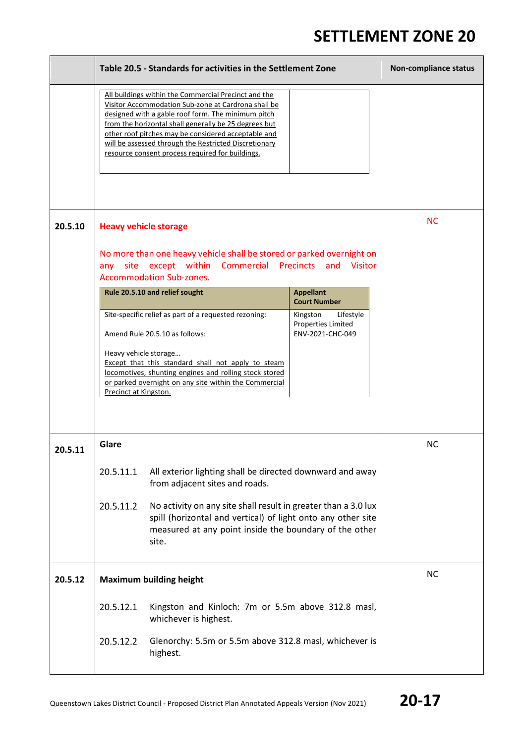# SETTLEMENT ZONE 20

| | Table 20.5 - Standards for activities in the Settlement Zone | Non-compliance status |
|---|---|---|
| | <u>All buildings within the Commercial Precinct and the Visitor Accommodation Sub-zone at Cardrona shall be designed with a gable roof form. The minimum pitch from the horizontal shall generally be 25 degrees but other roof pitches may be considered acceptable and will be assessed through the Restricted Discretionary resource consent process required for buildings.</u> | |
| 20.5.10 | **Heavy vehicle storage**<br><br>No more than one heavy vehicle shall be stored or parked overnight on any site except within Commercial Precincts and Visitor Accommodation Sub-zones.<br><br>**Rule 20.5.10 and relief sought** — **Appellant Court Number**: Kingston Lifestyle Properties Limited ENV-2021-CHC-049<br><br>Site-specific relief as part of a requested rezoning:<br><br>Amend Rule 20.5.10 as follows:<br><br>Heavy vehicle storage…<br><u>Except that this standard shall not apply to steam locomotives, shunting engines and rolling stock stored or parked overnight on any site within the Commercial Precinct at Kingston.</u> | NC |
| 20.5.11 | **Glare**<br><br>20.5.11.1 All exterior lighting shall be directed downward and away from adjacent sites and roads.<br><br>20.5.11.2 No activity on any site shall result in greater than a 3.0 lux spill (horizontal and vertical) of light onto any other site measured at any point inside the boundary of the other site. | NC |
| 20.5.12 | **Maximum building height**<br><br>20.5.12.1 Kingston and Kinloch: 7m or 5.5m above 312.8 masl, whichever is highest.<br><br>20.5.12.2 Glenorchy: 5.5m or 5.5m above 312.8 masl, whichever is highest. | NC |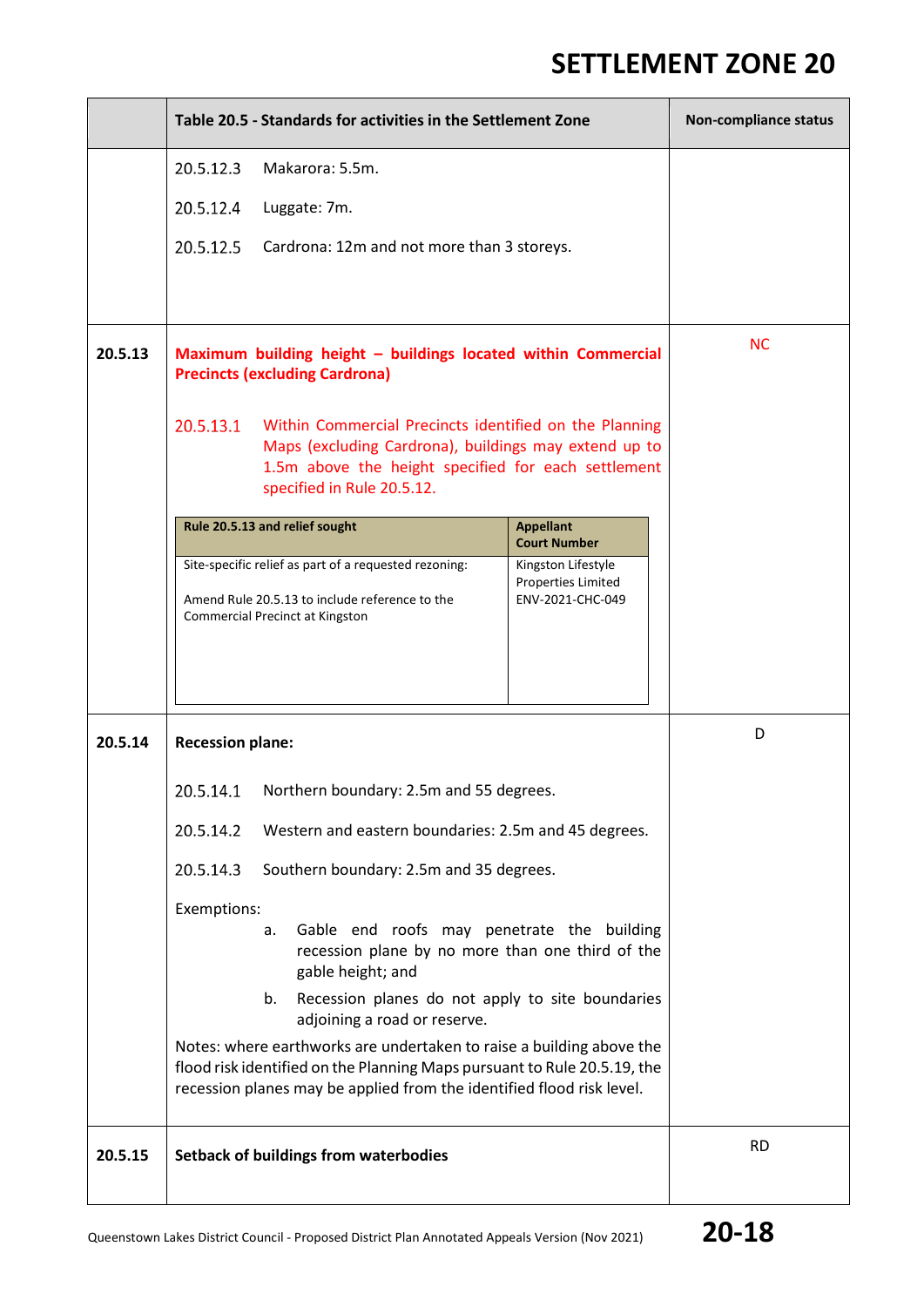# SETTLEMENT ZONE 20

| | Table 20.5 - Standards for activities in the Settlement Zone | Non-compliance status |
|---|---|---|
| | 20.5.12.3 Makarora: 5.5m.<br><br>20.5.12.4 Luggate: 7m.<br><br>20.5.12.5 Cardrona: 12m and not more than 3 storeys. | |
| **20.5.13** | **Maximum building height – buildings located within Commercial Precincts (excluding Cardrona)**<br><br>20.5.13.1 Within Commercial Precincts identified on the Planning Maps (excluding Cardrona), buildings may extend up to 1.5m above the height specified for each settlement specified in Rule 20.5.12.<br><br>**Rule 20.5.13 and relief sought:** Site-specific relief as part of a requested rezoning: Amend Rule 20.5.13 to include reference to the Commercial Precinct at Kingston<br>**Appellant Court Number:** Kingston Lifestyle Properties Limited ENV-2021-CHC-049 | NC |
| **20.5.14** | **Recession plane:**<br><br>20.5.14.1 Northern boundary: 2.5m and 55 degrees.<br><br>20.5.14.2 Western and eastern boundaries: 2.5m and 45 degrees.<br><br>20.5.14.3 Southern boundary: 2.5m and 35 degrees.<br><br>Exemptions:<br>a. Gable end roofs may penetrate the building recession plane by no more than one third of the gable height; and<br>b. Recession planes do not apply to site boundaries adjoining a road or reserve.<br><br>Notes: where earthworks are undertaken to raise a building above the flood risk identified on the Planning Maps pursuant to Rule 20.5.19, the recession planes may be applied from the identified flood risk level. | D |
| **20.5.15** | **Setback of buildings from waterbodies** | RD |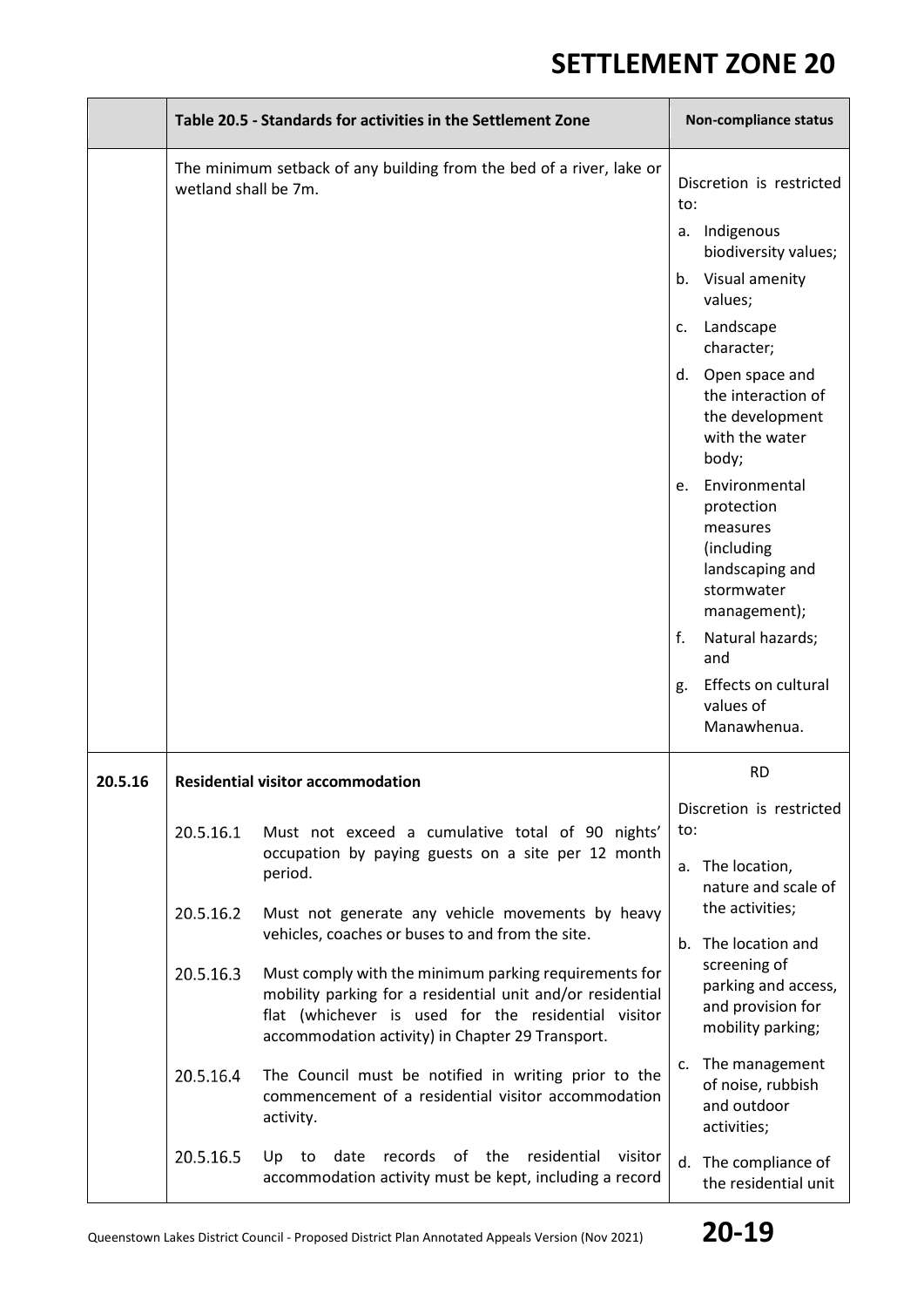| | Table 20.5 - Standards for activities in the Settlement Zone | Non-compliance status |
|---|---|---|
| | The minimum setback of any building from the bed of a river, lake or wetland shall be 7m. | Discretion is restricted to:<br>a. Indigenous biodiversity values;<br>b. Visual amenity values;<br>c. Landscape character;<br>d. Open space and the interaction of the development with the water body;<br>e. Environmental protection measures (including landscaping and stormwater management);<br>f. Natural hazards; and<br>g. Effects on cultural values of Manawhenua. |
| **20.5.16** | **Residential visitor accommodation**<br>20.5.16.1 Must not exceed a cumulative total of 90 nights' occupation by paying guests on a site per 12 month period.<br>20.5.16.2 Must not generate any vehicle movements by heavy vehicles, coaches or buses to and from the site.<br>20.5.16.3 Must comply with the minimum parking requirements for mobility parking for a residential unit and/or residential flat (whichever is used for the residential visitor accommodation activity) in Chapter 29 Transport.<br>20.5.16.4 The Council must be notified in writing prior to the commencement of a residential visitor accommodation activity.<br>20.5.16.5 Up to date records of the residential visitor accommodation activity must be kept, including a record | RD<br>Discretion is restricted to:<br>a. The location, nature and scale of the activities;<br>b. The location and screening of parking and access, and provision for mobility parking;<br>c. The management of noise, rubbish and outdoor activities;<br>d. The compliance of the residential unit |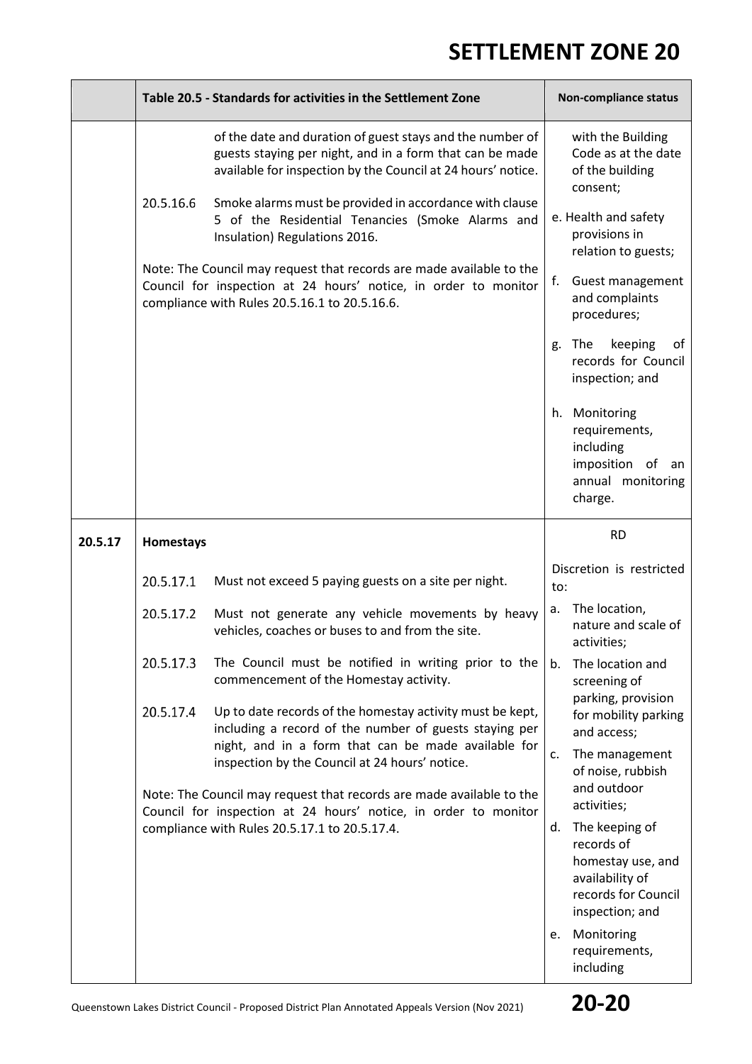# SETTLEMENT ZONE 20

| | Table 20.5 - Standards for activities in the Settlement Zone | Non-compliance status |
|---|---|---|
| | of the date and duration of guest stays and the number of guests staying per night, and in a form that can be made available for inspection by the Council at 24 hours' notice.<br><br>20.5.16.6 Smoke alarms must be provided in accordance with clause 5 of the Residential Tenancies (Smoke Alarms and Insulation) Regulations 2016.<br><br>Note: The Council may request that records are made available to the Council for inspection at 24 hours' notice, in order to monitor compliance with Rules 20.5.16.1 to 20.5.16.6. | with the Building Code as at the date of the building consent;<br><br>e. Health and safety provisions in relation to guests;<br><br>f. Guest management and complaints procedures;<br><br>g. The keeping of records for Council inspection; and<br><br>h. Monitoring requirements, including imposition of an annual monitoring charge. |
| **20.5.17** | **Homestays**<br><br>20.5.17.1 Must not exceed 5 paying guests on a site per night.<br><br>20.5.17.2 Must not generate any vehicle movements by heavy vehicles, coaches or buses to and from the site.<br><br>20.5.17.3 The Council must be notified in writing prior to the commencement of the Homestay activity.<br><br>20.5.17.4 Up to date records of the homestay activity must be kept, including a record of the number of guests staying per night, and in a form that can be made available for inspection by the Council at 24 hours' notice.<br><br>Note: The Council may request that records are made available to the Council for inspection at 24 hours' notice, in order to monitor compliance with Rules 20.5.17.1 to 20.5.17.4. | RD<br><br>Discretion is restricted to:<br><br>a. The location, nature and scale of activities;<br><br>b. The location and screening of parking, provision for mobility parking and access;<br><br>c. The management of noise, rubbish and outdoor activities;<br><br>d. The keeping of records of homestay use, and availability of records for Council inspection; and<br><br>e. Monitoring requirements, including |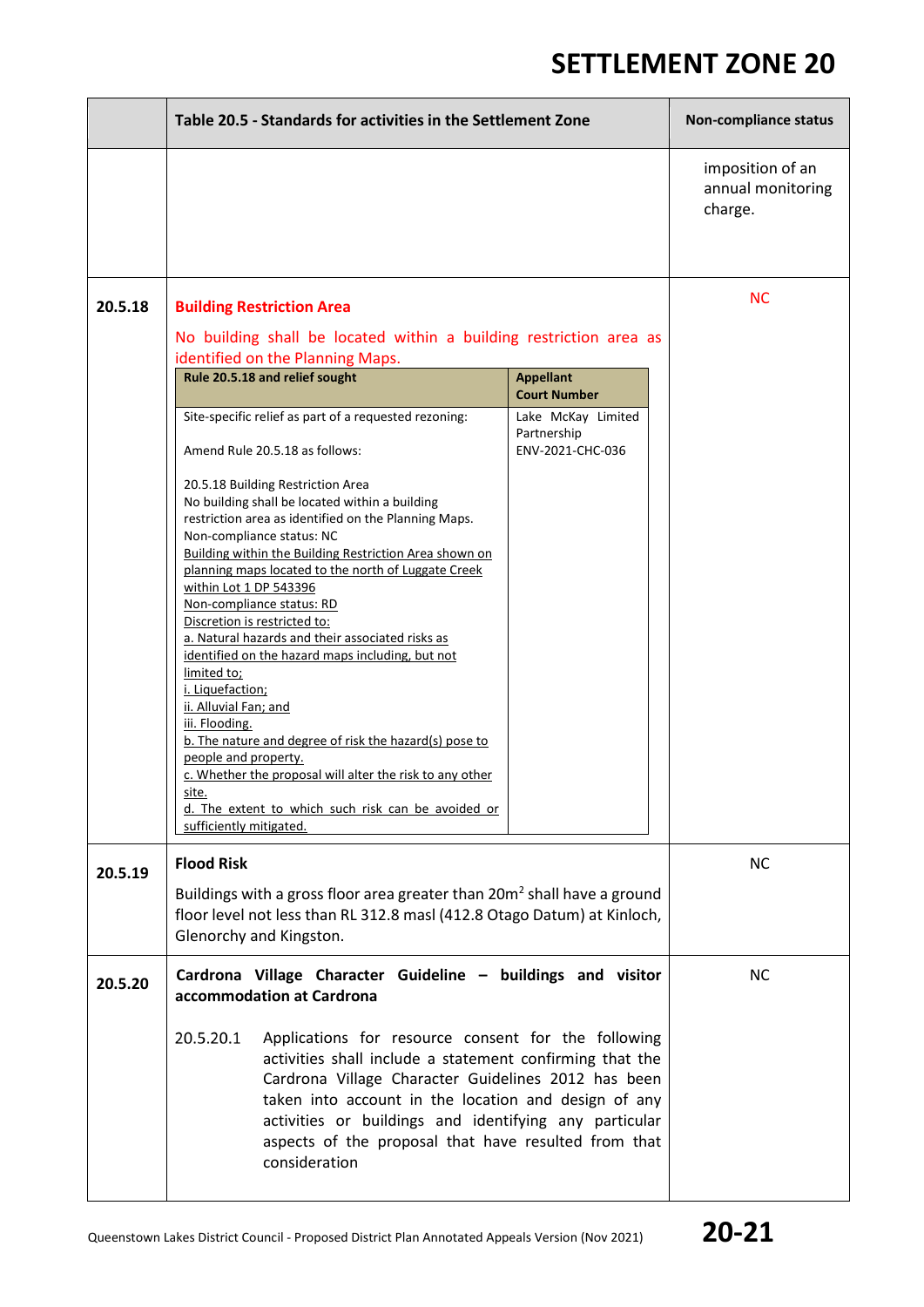| | Table 20.5 - Standards for activities in the Settlement Zone | Non-compliance status |
|---|---|---|
| | | imposition of an annual monitoring charge. |
| 20.5.18 | **Building Restriction Area**<br><br>No building shall be located within a building restriction area as identified on the Planning Maps.<br><br>**Rule 20.5.18 and relief sought** — **Appellant Court Number**: Lake McKay Limited Partnership ENV-2021-CHC-036<br><br>Site-specific relief as part of a requested rezoning:<br><br>Amend Rule 20.5.18 as follows:<br><br>20.5.18 Building Restriction Area<br>No building shall be located within a building restriction area as identified on the Planning Maps.<br>Non-compliance status: NC<br>Building within the Building Restriction Area shown on planning maps located to the north of Luggate Creek within Lot 1 DP 543396<br>Non-compliance status: RD<br>Discretion is restricted to:<br>a. Natural hazards and their associated risks as identified on the hazard maps including, but not limited to;<br>i. Liquefaction;<br>ii. Alluvial Fan; and<br>iii. Flooding.<br>b. The nature and degree of risk the hazard(s) pose to people and property.<br>c. Whether the proposal will alter the risk to any other site.<br>d. The extent to which such risk can be avoided or sufficiently mitigated. | NC |
| 20.5.19 | **Flood Risk**<br><br>Buildings with a gross floor area greater than 20m² shall have a ground floor level not less than RL 312.8 masl (412.8 Otago Datum) at Kinloch, Glenorchy and Kingston. | NC |
| 20.5.20 | **Cardrona Village Character Guideline – buildings and visitor accommodation at Cardrona**<br><br>20.5.20.1 Applications for resource consent for the following activities shall include a statement confirming that the Cardrona Village Character Guidelines 2012 has been taken into account in the location and design of any activities or buildings and identifying any particular aspects of the proposal that have resulted from that consideration | NC |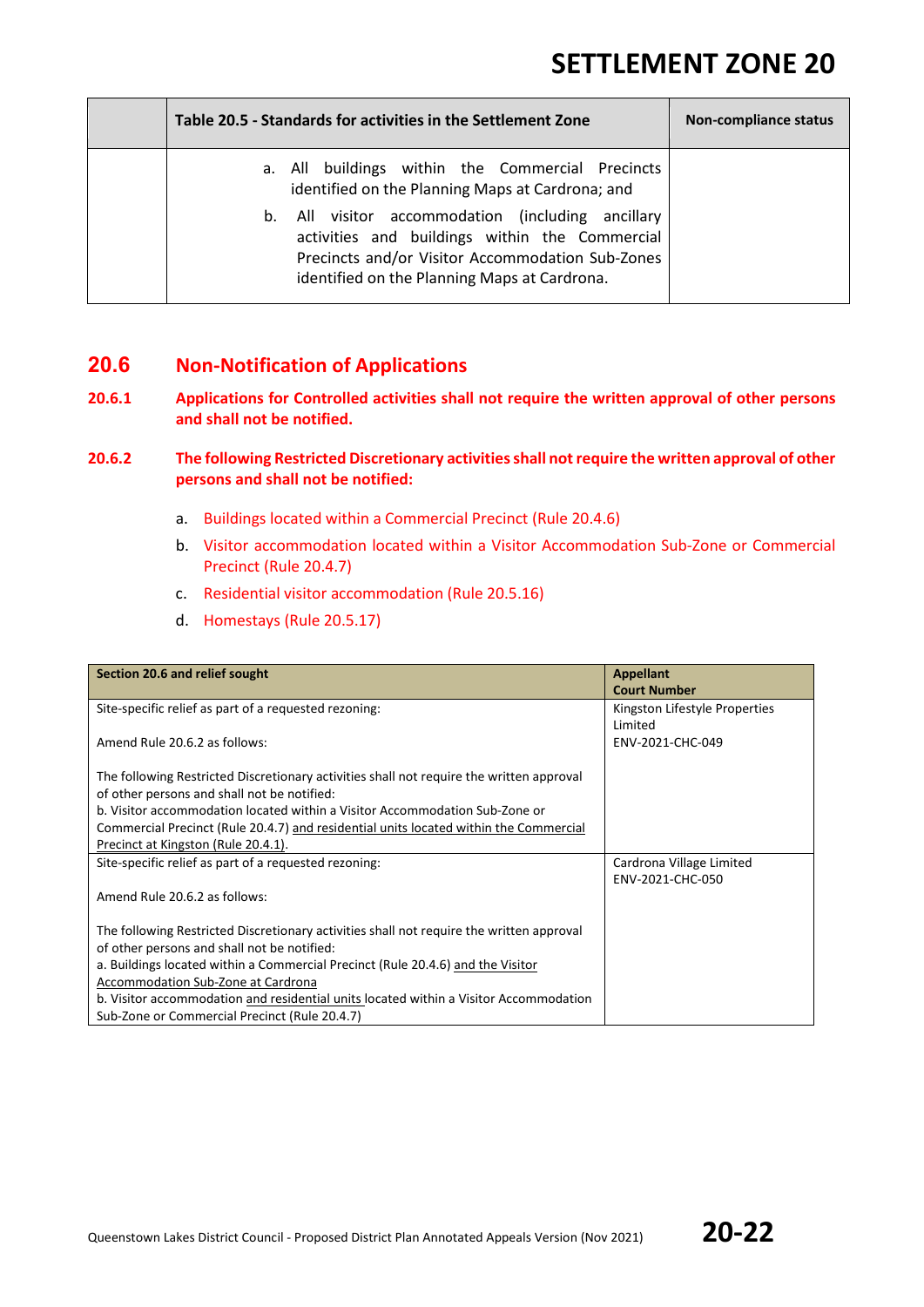| | Table 20.5 - Standards for activities in the Settlement Zone | Non-compliance status |
|---|---|---|
| | a. All buildings within the Commercial Precincts identified on the Planning Maps at Cardrona; and<br>b. All visitor accommodation (including ancillary activities and buildings within the Commercial Precincts and/or Visitor Accommodation Sub-Zones identified on the Planning Maps at Cardrona. | |

## 20.6 Non-Notification of Applications

**20.6.1 Applications for Controlled activities shall not require the written approval of other persons and shall not be notified.**

**20.6.2 The following Restricted Discretionary activities shall not require the written approval of other persons and shall not be notified:**

a. Buildings located within a Commercial Precinct (Rule 20.4.6)

b. Visitor accommodation located within a Visitor Accommodation Sub-Zone or Commercial Precinct (Rule 20.4.7)

c. Residential visitor accommodation (Rule 20.5.16)

d. Homestays (Rule 20.5.17)

| Section 20.6 and relief sought | Appellant<br>Court Number |
|---|---|
| Site-specific relief as part of a requested rezoning:<br><br>Amend Rule 20.6.2 as follows:<br><br>The following Restricted Discretionary activities shall not require the written approval of other persons and shall not be notified:<br>b. Visitor accommodation located within a Visitor Accommodation Sub-Zone or Commercial Precinct (Rule 20.4.7) <ins>and residential units located within the Commercial Precinct at Kingston (Rule 20.4.1)</ins>. | Kingston Lifestyle Properties Limited<br>ENV-2021-CHC-049 |
| Site-specific relief as part of a requested rezoning:<br><br>Amend Rule 20.6.2 as follows:<br><br>The following Restricted Discretionary activities shall not require the written approval of other persons and shall not be notified:<br>a. Buildings located within a Commercial Precinct (Rule 20.4.6) <ins>and the Visitor Accommodation Sub-Zone at Cardrona</ins><br>b. Visitor accommodation <ins>and residential units</ins> located within a Visitor Accommodation Sub-Zone or Commercial Precinct (Rule 20.4.7) | Cardrona Village Limited<br>ENV-2021-CHC-050 |